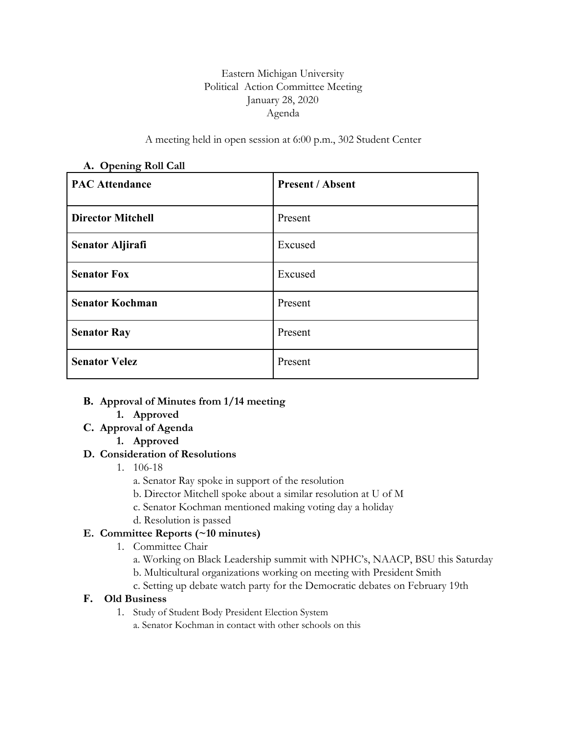Eastern Michigan University
Political Action Committee Meeting
January 28, 2020
Agenda

A meeting held in open session at 6:00 p.m., 302 Student Center

**A. Opening Roll Call**

| **PAC Attendance** | **Present / Absent** |
|---|---|
| **Director Mitchell** | Present |
| **Senator Aljirafi** | Excused |
| **Senator Fox** | Excused |
| **Senator Kochman** | Present |
| **Senator Ray** | Present |
| **Senator Velez** | Present |

**B. Approval of Minutes from 1/14 meeting**

1. **Approved**

**C. Approval of Agenda**

1. **Approved**

**D. Consideration of Resolutions**

1. 106-18
   a. Senator Ray spoke in support of the resolution
   b. Director Mitchell spoke about a similar resolution at U of M
   c. Senator Kochman mentioned making voting day a holiday
   d. Resolution is passed

**E. Committee Reports (~10 minutes)**

1. Committee Chair
   a. Working on Black Leadership summit with NPHC's, NAACP, BSU this Saturday
   b. Multicultural organizations working on meeting with President Smith
   c. Setting up debate watch party for the Democratic debates on February 19th

**F. Old Business**

1. Study of Student Body President Election System
   a. Senator Kochman in contact with other schools on this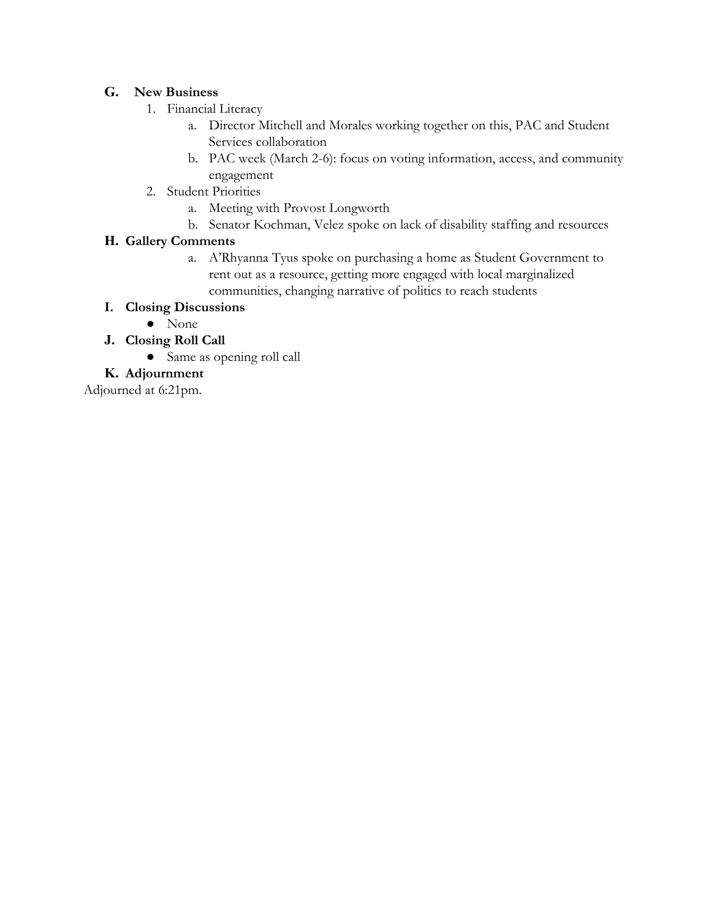**G. New Business**

1. Financial Literacy
    a. Director Mitchell and Morales working together on this, PAC and Student Services collaboration
    b. PAC week (March 2-6): focus on voting information, access, and community engagement
2. Student Priorities
    a. Meeting with Provost Longworth
    b. Senator Kochman, Velez spoke on lack of disability staffing and resources

**H. Gallery Comments**

a. A'Rhyanna Tyus spoke on purchasing a home as Student Government to rent out as a resource, getting more engaged with local marginalized communities, changing narrative of politics to reach students

**I. Closing Discussions**

- None

**J. Closing Roll Call**

- Same as opening roll call

**K. Adjournment**

Adjourned at 6:21pm.